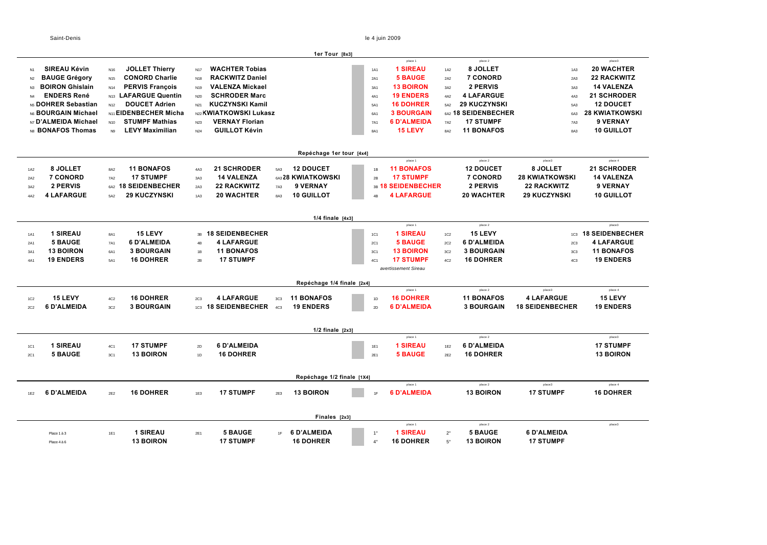Saint-Denis — le 4 juin 2009

## 1er Tour [8x3]

| | | | | | | | place 1 | | place 2 | | place3 |
|---|---|---|---|---|---|---|---|---|---|---|---|
| N1 | SIREAU Kévin | N16 | JOLLET Thierry | N17 | WACHTER Tobias | 1A1 | 1 SIREAU | 1A2 | 8 JOLLET | 1A3 | 20 WACHTER |
| N2 | BAUGE Grégory | N15 | CONORD Charlie | N18 | RACKWITZ Daniel | 2A1 | 5 BAUGE | 2A2 | 7 CONORD | 2A3 | 22 RACKWITZ |
| N3 | BOIRON Ghislain | N14 | PERVIS François | N19 | VALENZA Mickael | 3A1 | 13 BOIRON | 3A2 | 2 PERVIS | 3A3 | 14 VALENZA |
| N4 | ENDERS René | N13 | LAFARGUE Quentin | N20 | SCHRODER Marc | 4A1 | 19 ENDERS | 4A2 | 4 LAFARGUE | 4A3 | 21 SCHRODER |
| N5 | DOHRER Sebastian | N12 | DOUCET Adrien | N21 | KUCZYNSKI Kamil | 5A1 | 16 DOHRER | 5A2 | 29 KUCZYNSKI | 5A3 | 12 DOUCET |
| N6 | BOURGAIN Michael | N11 | EIDENBECHER Micha | N22 | KWIATKOWSKI Lukasz | 6A1 | 3 BOURGAIN | 6A2 | 18 SEIDENBECHER | 6A3 | 28 KWIATKOWSKI |
| N7 | D'ALMEIDA Michael | N10 | STUMPF Mathias | N23 | VERNAY Florian | 7A1 | 6 D'ALMEIDA | 7A2 | 17 STUMPF | 7A3 | 9 VERNAY |
| N8 | BONAFOS Thomas | N9 | LEVY Maximilian | N24 | GUILLOT Kévin | 8A1 | 15 LEVY | 8A2 | 11 BONAFOS | 8A3 | 10 GUILLOT |

## Repéchage 1er tour [4x4]

| | | | | | | | | | place 1 | place 2 | place3 | place 4 |
|---|---|---|---|---|---|---|---|---|---|---|---|---|
| 1A2 | 8 JOLLET | 8A2 | 11 BONAFOS | 4A3 | 21 SCHRODER | 5A3 | 12 DOUCET | 1B | 11 BONAFOS | 12 DOUCET | 8 JOLLET | 21 SCHRODER |
| 2A2 | 7 CONORD | 7A2 | 17 STUMPF | 3A3 | 14 VALENZA | 6A3 | 28 KWIATKOWSKI | 2B | 17 STUMPF | 7 CONORD | 28 KWIATKOWSKI | 14 VALENZA |
| 3A2 | 2 PERVIS | 6A2 | 18 SEIDENBECHER | 2A3 | 22 RACKWITZ | 7A3 | 9 VERNAY | 3B | 18 SEIDENBECHER | 2 PERVIS | 22 RACKWITZ | 9 VERNAY |
| 4A2 | 4 LAFARGUE | 5A2 | 29 KUCZYNSKI | 1A3 | 20 WACHTER | 8A3 | 10 GUILLOT | 4B | 4 LAFARGUE | 20 WACHTER | 29 KUCZYNSKI | 10 GUILLOT |

## 1/4 finale [4x3]

| | | | | | | | place 1 | | place 2 | | place3 |
|---|---|---|---|---|---|---|---|---|---|---|---|
| 1A1 | 1 SIREAU | 8A1 | 15 LEVY | 3B | 18 SEIDENBECHER | 1C1 | 1 SIREAU | 1C2 | 15 LEVY | 1C3 | 18 SEIDENBECHER |
| 2A1 | 5 BAUGE | 7A1 | 6 D'ALMEIDA | 4B | 4 LAFARGUE | 2C1 | 5 BAUGE | 2C2 | 6 D'ALMEIDA | 2C3 | 4 LAFARGUE |
| 3A1 | 13 BOIRON | 6A1 | 3 BOURGAIN | 1B | 11 BONAFOS | 3C1 | 13 BOIRON | 3C2 | 3 BOURGAIN | 3C3 | 11 BONAFOS |
| 4A1 | 19 ENDERS | 5A1 | 16 DOHRER | 2B | 17 STUMPF | 4C1 | 17 STUMPF | 4C2 | 16 DOHRER | 4C3 | 19 ENDERS |

*avertissement Sireau*

## Repéchage 1/4 finale [2x4]

| | | | | | | | | | place 1 | place 2 | place3 | place 4 |
|---|---|---|---|---|---|---|---|---|---|---|---|---|
| 1C2 | 15 LEVY | 4C2 | 16 DOHRER | 2C3 | 4 LAFARGUE | 3C3 | 11 BONAFOS | 1D | 16 DOHRER | 11 BONAFOS | 4 LAFARGUE | 15 LEVY |
| 2C2 | 6 D'ALMEIDA | 3C2 | 3 BOURGAIN | 1C3 | 18 SEIDENBECHER | 4C3 | 19 ENDERS | 2D | 6 D'ALMEIDA | 3 BOURGAIN | 18 SEIDENBECHER | 19 ENDERS |

## 1/2 finale [2x3]

| | | | | | | | place 1 | | place 2 | place3 |
|---|---|---|---|---|---|---|---|---|---|---|
| 1C1 | 1 SIREAU | 4C1 | 17 STUMPF | 2D | 6 D'ALMEIDA | 1E1 | 1 SIREAU | 1E2 | 6 D'ALMEIDA | 17 STUMPF |
| 2C1 | 5 BAUGE | 3C1 | 13 BOIRON | 1D | 16 DOHRER | 2E1 | 5 BAUGE | 2E2 | 16 DOHRER | 13 BOIRON |

## Repéchage 1/2 finale [1X4]

| | | | | | | | | | place 1 | place 2 | place3 | place 4 |
|---|---|---|---|---|---|---|---|---|---|---|---|---|
| 1E2 | 6 D'ALMEIDA | 2E2 | 16 DOHRER | 1E3 | 17 STUMPF | 2E3 | 13 BOIRON | 1F | 6 D'ALMEIDA | 13 BOIRON | 17 STUMPF | 16 DOHRER |

## Finales [2x3]

| | | | | | | | | place 1 | | place 2 | place3 |
|---|---|---|---|---|---|---|---|---|---|---|---|
| Place 1 à 3 | 1E1 | 1 SIREAU | 2E1 | 5 BAUGE | 1F | 6 D'ALMEIDA | 1° | 1 SIREAU | 2° | 5 BAUGE | 6 D'ALMEIDA |
| Place 4 à 6 | | 13 BOIRON | | 17 STUMPF | | 16 DOHRER | 4° | 16 DOHRER | 5° | 13 BOIRON | 17 STUMPF |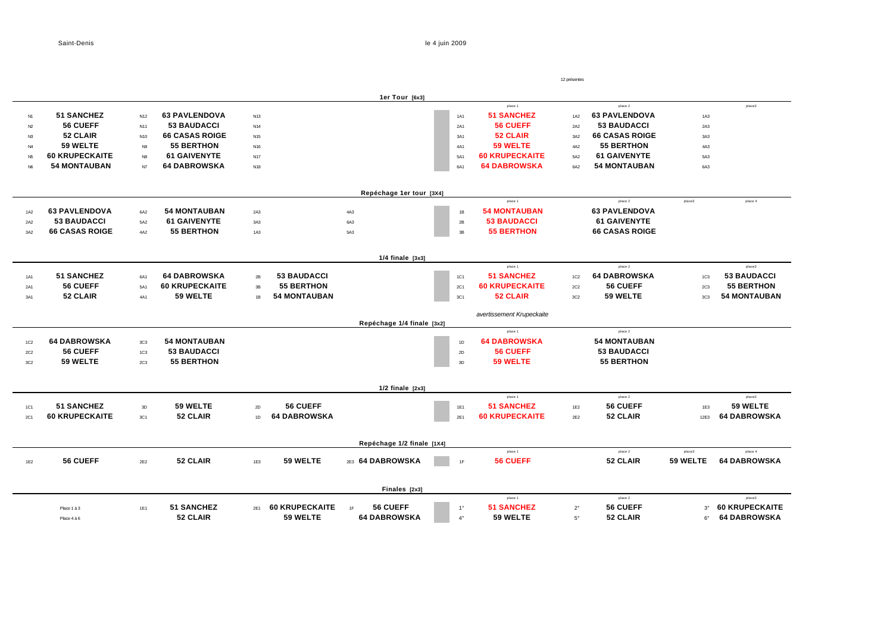Saint-Denis

le 4 juin 2009

12 présentes

## 1er Tour [6x3]

| | | | | | | | place 1 | | place 2 | | place3 |
|---|---|---|---|---|---|---|---|---|---|---|---|
| N1 | 51 SANCHEZ | N12 | 63 PAVLENDOVA | N13 | | 1A1 | 51 SANCHEZ | 1A2 | 63 PAVLENDOVA | 1A3 | |
| N2 | 56 CUEFF | N11 | 53 BAUDACCI | N14 | | 2A1 | 56 CUEFF | 2A2 | 53 BAUDACCI | 2A3 | |
| N3 | 52 CLAIR | N10 | 66 CASAS ROIGE | N15 | | 3A1 | 52 CLAIR | 3A2 | 66 CASAS ROIGE | 3A3 | |
| N4 | 59 WELTE | N9 | 55 BERTHON | N16 | | 4A1 | 59 WELTE | 4A2 | 55 BERTHON | 4A3 | |
| N5 | 60 KRUPECKAITE | N8 | 61 GAIVENYTE | N17 | | 5A1 | 60 KRUPECKAITE | 5A2 | 61 GAIVENYTE | 5A3 | |
| N6 | 54 MONTAUBAN | N7 | 64 DABROWSKA | N18 | | 6A1 | 64 DABROWSKA | 6A2 | 54 MONTAUBAN | 6A3 | |

## Repéchage 1er tour [3X4]

| | | | | | | | place 1 | place 2 | place3 | place 4 |
|---|---|---|---|---|---|---|---|---|---|---|
| 1A2 | 63 PAVLENDOVA | 6A2 | 54 MONTAUBAN | 2A3 | 4A3 | 1B | 54 MONTAUBAN | 63 PAVLENDOVA | | |
| 2A2 | 53 BAUDACCI | 5A2 | 61 GAIVENYTE | 3A3 | 6A3 | 2B | 53 BAUDACCI | 61 GAIVENYTE | | |
| 3A2 | 66 CASAS ROIGE | 4A2 | 55 BERTHON | 1A3 | 5A3 | 3B | 55 BERTHON | 66 CASAS ROIGE | | |

## 1/4 finale [3x3]

| | | | | | | | place 1 | | place 2 | | place3 |
|---|---|---|---|---|---|---|---|---|---|---|---|
| 1A1 | 51 SANCHEZ | 6A1 | 64 DABROWSKA | 2B | 53 BAUDACCI | 1C1 | 51 SANCHEZ | 1C2 | 64 DABROWSKA | 1C3 | 53 BAUDACCI |
| 2A1 | 56 CUEFF | 5A1 | 60 KRUPECKAITE | 3B | 55 BERTHON | 2C1 | 60 KRUPECKAITE | 2C2 | 56 CUEFF | 2C3 | 55 BERTHON |
| 3A1 | 52 CLAIR | 4A1 | 59 WELTE | 1B | 54 MONTAUBAN | 3C1 | 52 CLAIR | 3C2 | 59 WELTE | 3C3 | 54 MONTAUBAN |

*avertissement Krupeckaite*

## Repéchage 1/4 finale [3x2]

| | | | | | place 1 | place 2 |
|---|---|---|---|---|---|---|
| 1C2 | 64 DABROWSKA | 3C3 | 54 MONTAUBAN | 1D | 64 DABROWSKA | 54 MONTAUBAN |
| 2C2 | 56 CUEFF | 1C3 | 53 BAUDACCI | 2D | 56 CUEFF | 53 BAUDACCI |
| 3C2 | 59 WELTE | 2C3 | 55 BERTHON | 3D | 59 WELTE | 55 BERTHON |

## 1/2 finale [2x3]

| | | | | | | | place 1 | | place 2 | | place3 |
|---|---|---|---|---|---|---|---|---|---|---|---|
| 1C1 | 51 SANCHEZ | 3D | 59 WELTE | 2D | 56 CUEFF | 1E1 | 51 SANCHEZ | 1E2 | 56 CUEFF | 1E3 | 59 WELTE |
| 2C1 | 60 KRUPECKAITE | 3C1 | 52 CLAIR | 1D | 64 DABROWSKA | 2E1 | 60 KRUPECKAITE | 2E2 | 52 CLAIR | 12E3 | 64 DABROWSKA |

## Repéchage 1/2 finale [1X4]

| | | | | | | | | | place 1 | place 2 | place3 | place 4 |
|---|---|---|---|---|---|---|---|---|---|---|---|---|
| 1E2 | 56 CUEFF | 2E2 | 52 CLAIR | 1E3 | 59 WELTE | 2E3 | 64 DABROWSKA | 1F | 56 CUEFF | 52 CLAIR | 59 WELTE | 64 DABROWSKA |

## Finales [2x3]

| | | | | | | | | place 1 | | place 2 | | place3 |
|---|---|---|---|---|---|---|---|---|---|---|---|---|
| Place 1 à 3 | 1E1 | 51 SANCHEZ | 2E1 | 60 KRUPECKAITE | 1F | 56 CUEFF | 1° | 51 SANCHEZ | 2° | 56 CUEFF | 3° | 60 KRUPECKAITE |
| Place 4 à 6 | | 52 CLAIR | | 59 WELTE | | 64 DABROWSKA | 4° | 59 WELTE | 5° | 52 CLAIR | 6° | 64 DABROWSKA |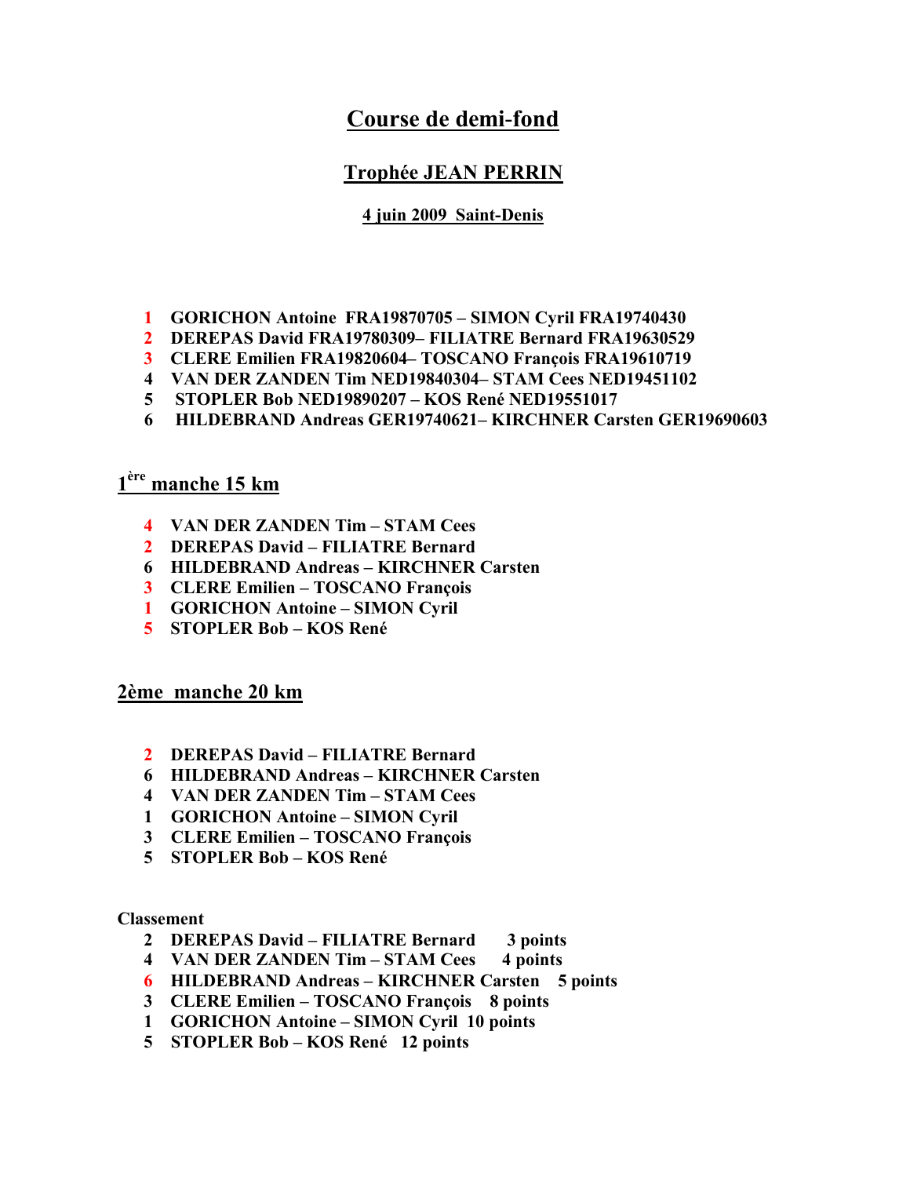# Course de demi-fond

## Trophée JEAN PERRIN

### 4 juin 2009 Saint-Denis

1 **GORICHON Antoine FRA19870705 – SIMON Cyril FRA19740430**
2 **DEREPAS David FRA19780309– FILIATRE Bernard FRA19630529**
3 **CLERE Emilien FRA19820604– TOSCANO François FRA19610719**
4 **VAN DER ZANDEN Tim NED19840304– STAM Cees NED19451102**
5 **STOPLER Bob NED19890207 – KOS René NED19551017**
6 **HILDEBRAND Andreas GER19740621– KIRCHNER Carsten GER19690603**

## 1ère manche 15 km

4 **VAN DER ZANDEN Tim – STAM Cees**
2 **DEREPAS David – FILIATRE Bernard**
6 **HILDEBRAND Andreas – KIRCHNER Carsten**
3 **CLERE Emilien – TOSCANO François**
1 **GORICHON Antoine – SIMON Cyril**
5 **STOPLER Bob – KOS René**

## 2ème manche 20 km

2 **DEREPAS David – FILIATRE Bernard**
6 **HILDEBRAND Andreas – KIRCHNER Carsten**
4 **VAN DER ZANDEN Tim – STAM Cees**
1 **GORICHON Antoine – SIMON Cyril**
3 **CLERE Emilien – TOSCANO François**
5 **STOPLER Bob – KOS René**

**Classement**

2 **DEREPAS David – FILIATRE Bernard 3 points**
4 **VAN DER ZANDEN Tim – STAM Cees 4 points**
6 **HILDEBRAND Andreas – KIRCHNER Carsten 5 points**
3 **CLERE Emilien – TOSCANO François 8 points**
1 **GORICHON Antoine – SIMON Cyril 10 points**
5 **STOPLER Bob – KOS René 12 points**